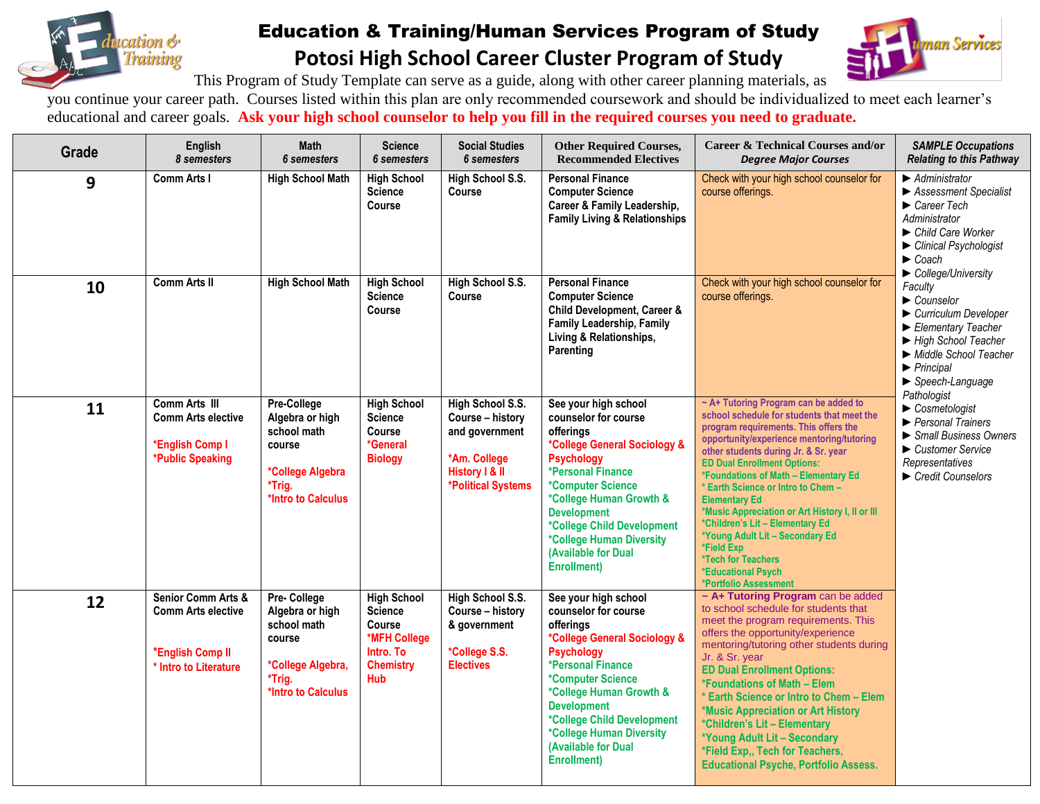# Education & Training/Human Services Program of Study

## Potosi High School Career Cluster Program of Study

This Program of Study Template can serve as a guide, along with other career planning materials, as you continue your career path. Courses listed within this plan are only recommended coursework and should be individualized to meet each learner's educational and career goals. **Ask your high school counselor to help you fill in the required courses you need to graduate.**

| Grade | English *8 semesters* | Math *6 semesters* | Science *6 semesters* | Social Studies *6 semesters* | Other Required Courses, Recommended Electives | Career & Technical Courses and/or *Degree Major Courses* | *SAMPLE Occupations Relating to this Pathway* |
|---|---|---|---|---|---|---|---|
| **9** | Comm Arts I | High School Math | High School Science Course | High School S.S. Course | Personal Finance<br>Computer Science<br>Career & Family Leadership, Family Living & Relationships | Check with your high school counselor for course offerings. | ► *Administrator*<br>► *Assessment Specialist*<br>► *Career Tech Administrator*<br>► *Child Care Worker*<br>► *Clinical Psychologist*<br>► *Coach*<br>► *College/University Faculty*<br>► *Counselor*<br>► *Curriculum Developer*<br>► *Elementary Teacher*<br>► *High School Teacher*<br>► *Middle School Teacher*<br>► *Principal*<br>► *Speech-Language Pathologist*<br>► *Cosmetologist*<br>► *Personal Trainers*<br>► *Small Business Owners*<br>► *Customer Service Representatives*<br>► *Credit Counselors* |
| **10** | Comm Arts II | High School Math | High School Science Course | High School S.S. Course | Personal Finance<br>Computer Science<br>Child Development, Career & Family Leadership, Family Living & Relationships, Parenting | Check with your high school counselor for course offerings. | |
| **11** | Comm Arts III<br>Comm Arts elective<br><br>*English Comp I<br>*Public Speaking | Pre-College Algebra or high school math course<br><br>*College Algebra<br>*Trig.<br>*Intro to Calculus | High School Science Course<br>*General Biology | High School S.S. Course – history and government<br><br>*Am. College History I & II<br>*Political Systems | See your high school counselor for course offerings<br>*College General Sociology & Psychology<br>*Personal Finance<br>*Computer Science<br>*College Human Growth & Development<br>*College Child Development<br>*College Human Diversity (Available for Dual Enrollment) | ~ A+ Tutoring Program can be added to school schedule for students that meet the program requirements. This offers the opportunity/experience mentoring/tutoring other students during Jr. & Sr. year<br>ED Dual Enrollment Options:<br>*Foundations of Math – Elementary Ed<br>* Earth Science or Intro to Chem – Elementary Ed<br>*Music Appreciation or Art History I, II or III<br>*Children's Lit – Elementary Ed<br>*Young Adult Lit – Secondary Ed<br>*Field Exp<br>*Tech for Teachers<br>*Educational Psych<br>*Portfolio Assessment | |
| **12** | Senior Comm Arts & Comm Arts elective<br><br>*English Comp II<br>* Intro to Literature | Pre- College Algebra or high school math course<br><br>*College Algebra,<br>*Trig.<br>*Intro to Calculus | High School Science Course<br>*MFH College Intro. To Chemistry Hub | High School S.S. Course – history & government<br><br>*College S.S. Electives | See your high school counselor for course offerings<br>*College General Sociology & Psychology<br>*Personal Finance<br>*Computer Science<br>*College Human Growth & Development<br>*College Child Development<br>*College Human Diversity (Available for Dual Enrollment) | **~ A+ Tutoring Program** can be added to school schedule for students that meet the program requirements. This offers the opportunity/experience mentoring/tutoring other students during Jr. & Sr. year<br>**ED Dual Enrollment Options:**<br>**\*Foundations of Math – Elem**<br>**\* Earth Science or Intro to Chem – Elem**<br>**\*Music Appreciation or Art History**<br>**\*Children's Lit – Elementary**<br>**\*Young Adult Lit – Secondary**<br>**\*Field Exp,, Tech for Teachers, Educational Psyche, Portfolio Assess.** | |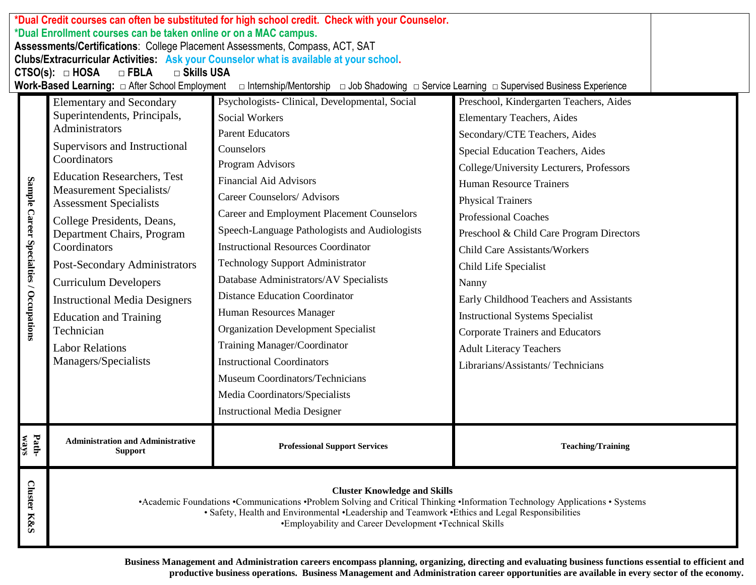*Dual Credit courses can often be substituted for high school credit. Check with your Counselor.
*Dual Enrollment courses can be taken online or on a MAC campus.
**Assessments/Certifications**: College Placement Assessments, Compass, ACT, SAT
**Clubs/Extracurricular Activities:** Ask your Counselor what is available at your school.
**CTSO(s):** □ **HOSA** □ **FBLA** □ **Skills USA**
**Work-Based Learning:** □ After School Employment □ Internship/Mentorship □ Job Shadowing □ Service Learning □ Supervised Business Experience

| | | | |
|---|---|---|---|
| **Sample Career Specialties / Occupations** | Elementary and Secondary Superintendents, Principals, Administrators<br>Supervisors and Instructional Coordinators<br>Education Researchers, Test Measurement Specialists/ Assessment Specialists<br>College Presidents, Deans, Department Chairs, Program Coordinators<br>Post-Secondary Administrators<br>Curriculum Developers<br>Instructional Media Designers<br>Education and Training Technician<br>Labor Relations Managers/Specialists | Psychologists- Clinical, Developmental, Social<br>Social Workers<br>Parent Educators<br>Counselors<br>Program Advisors<br>Financial Aid Advisors<br>Career Counselors/ Advisors<br>Career and Employment Placement Counselors<br>Speech-Language Pathologists and Audiologists<br>Instructional Resources Coordinator<br>Technology Support Administrator<br>Database Administrators/AV Specialists<br>Distance Education Coordinator<br>Human Resources Manager<br>Organization Development Specialist<br>Training Manager/Coordinator<br>Instructional Coordinators<br>Museum Coordinators/Technicians<br>Media Coordinators/Specialists<br>Instructional Media Designer | Preschool, Kindergarten Teachers, Aides<br>Elementary Teachers, Aides<br>Secondary/CTE Teachers, Aides<br>Special Education Teachers, Aides<br>College/University Lecturers, Professors<br>Human Resource Trainers<br>Physical Trainers<br>Professional Coaches<br>Preschool & Child Care Program Directors<br>Child Care Assistants/Workers<br>Child Life Specialist<br>Nanny<br>Early Childhood Teachers and Assistants<br>Instructional Systems Specialist<br>Corporate Trainers and Educators<br>Adult Literacy Teachers<br>Librarians/Assistants/ Technicians |
| **Path-ways** | **Administration and Administrative Support** | **Professional Support Services** | **Teaching/Training** |
| **Cluster K&S** | **Cluster Knowledge and Skills**<br>•Academic Foundations •Communications •Problem Solving and Critical Thinking •Information Technology Applications • Systems • Safety, Health and Environmental •Leadership and Teamwork •Ethics and Legal Responsibilities •Employability and Career Development •Technical Skills | | |

**Business Management and Administration careers encompass planning, organizing, directing and evaluating business functions essential to efficient and productive business operations. Business Management and Administration career opportunities are available in every sector of the economy.**